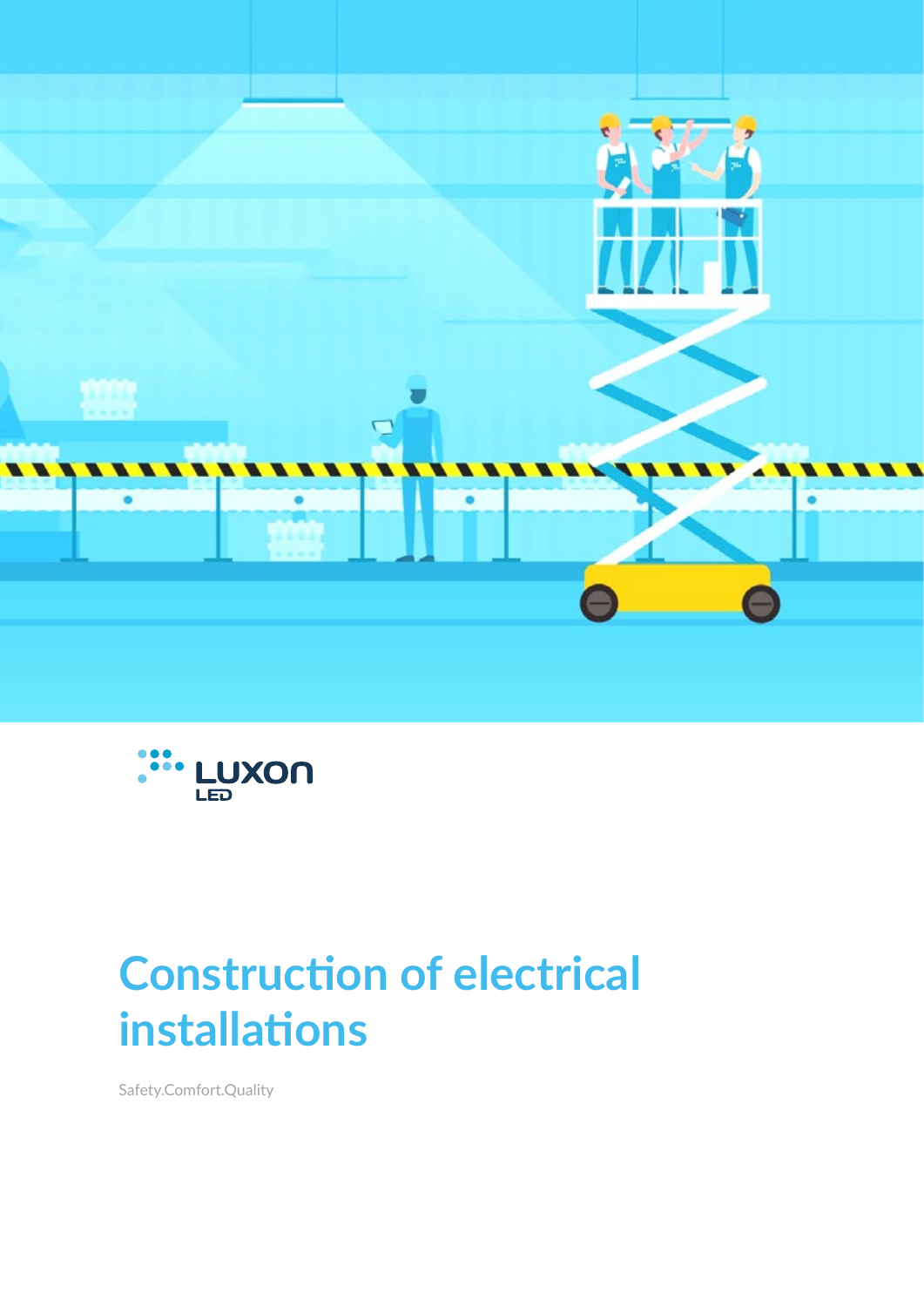LUXON LED

# Construction of electrical installations

Safety.Comfort.Quality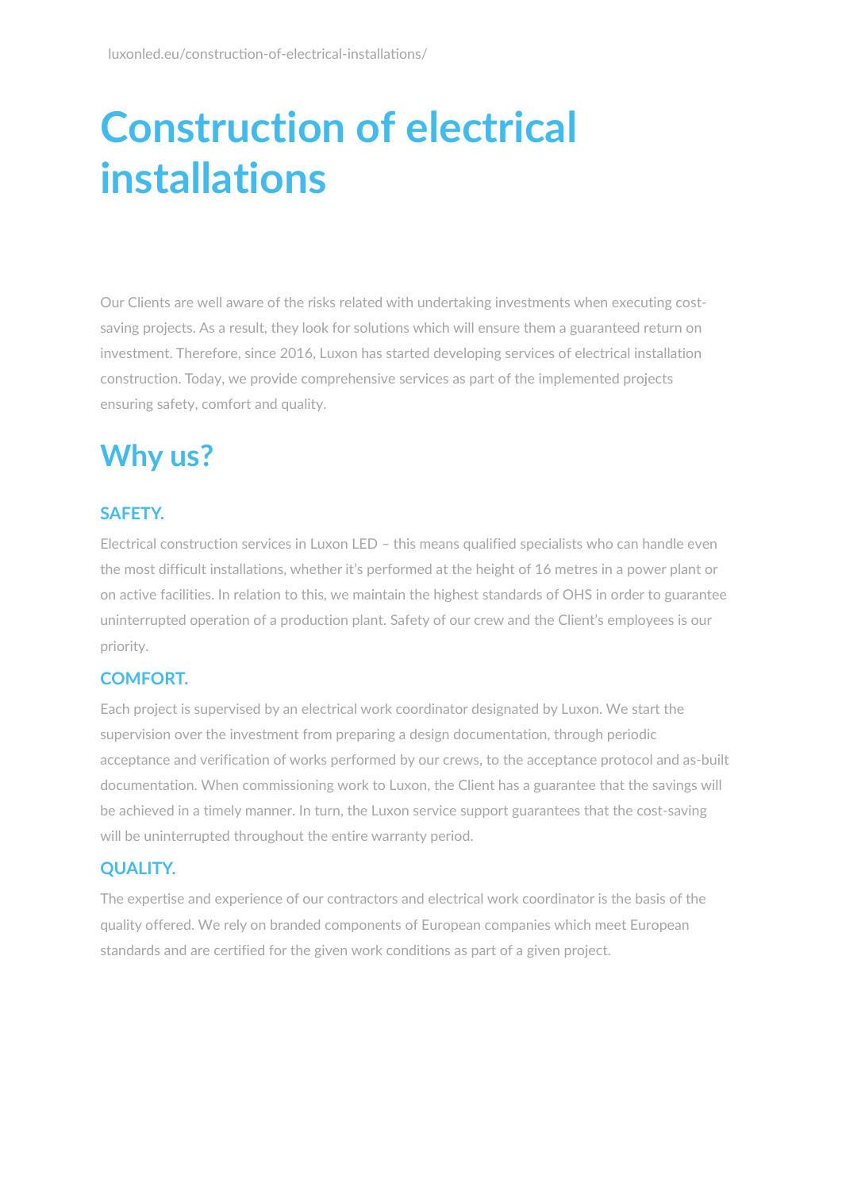# Construction of electrical installations

Our Clients are well aware of the risks related with undertaking investments when executing cost-saving projects. As a result, they look for solutions which will ensure them a guaranteed return on investment. Therefore, since 2016, Luxon has started developing services of electrical installation construction. Today, we provide comprehensive services as part of the implemented projects ensuring safety, comfort and quality.

## Why us?

### SAFETY.

Electrical construction services in Luxon LED – this means qualified specialists who can handle even the most difficult installations, whether it's performed at the height of 16 metres in a power plant or on active facilities. In relation to this, we maintain the highest standards of OHS in order to guarantee uninterrupted operation of a production plant. Safety of our crew and the Client's employees is our priority.

### COMFORT.

Each project is supervised by an electrical work coordinator designated by Luxon. We start the supervision over the investment from preparing a design documentation, through periodic acceptance and verification of works performed by our crews, to the acceptance protocol and as-built documentation. When commissioning work to Luxon, the Client has a guarantee that the savings will be achieved in a timely manner. In turn, the Luxon service support guarantees that the cost-saving will be uninterrupted throughout the entire warranty period.

### QUALITY.

The expertise and experience of our contractors and electrical work coordinator is the basis of the quality offered. We rely on branded components of European companies which meet European standards and are certified for the given work conditions as part of a given project.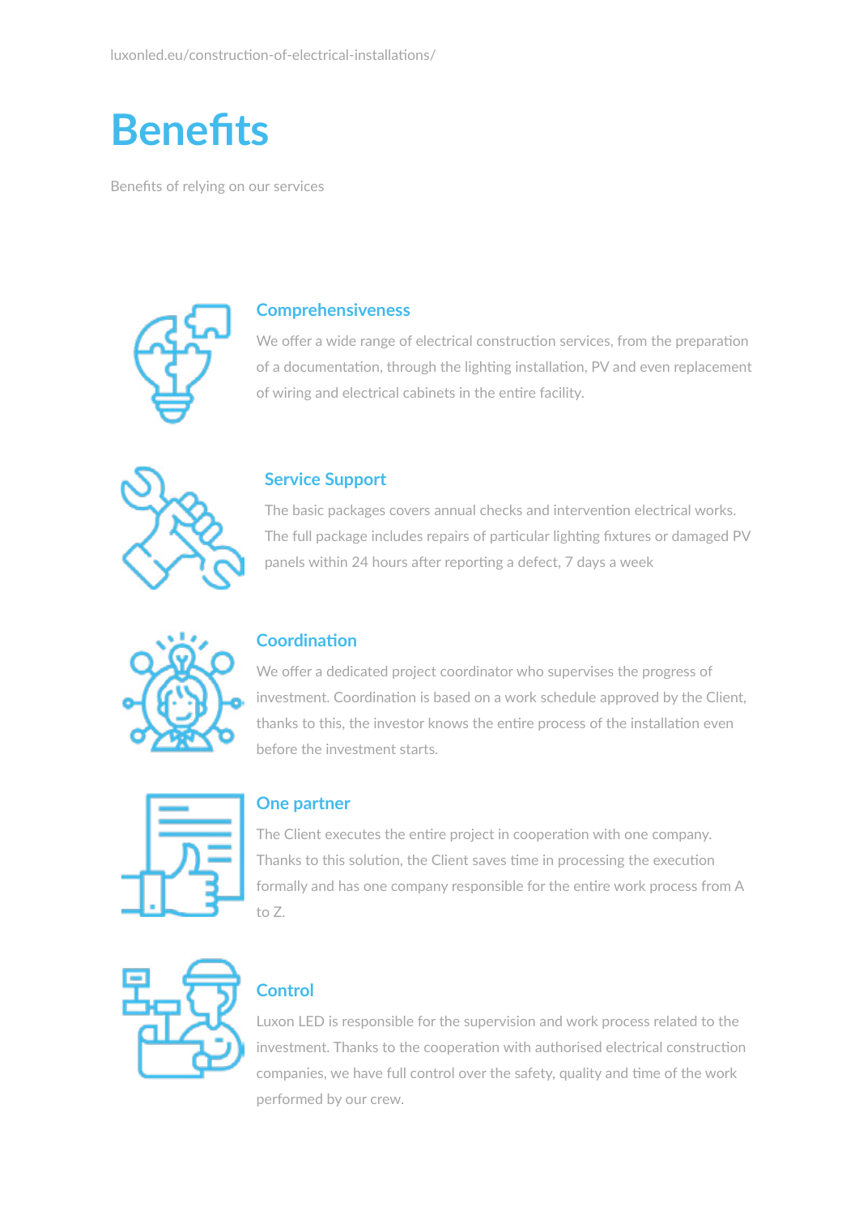luxonled.eu/construction-of-electrical-installations/

# Benefits

Benefits of relying on our services

### Comprehensiveness

We offer a wide range of electrical construction services, from the preparation of a documentation, through the lighting installation, PV and even replacement of wiring and electrical cabinets in the entire facility.

### Service Support

The basic packages covers annual checks and intervention electrical works. The full package includes repairs of particular lighting fixtures or damaged PV panels within 24 hours after reporting a defect, 7 days a week

### Coordination

We offer a dedicated project coordinator who supervises the progress of investment. Coordination is based on a work schedule approved by the Client, thanks to this, the investor knows the entire process of the installation even before the investment starts.

### One partner

The Client executes the entire project in cooperation with one company. Thanks to this solution, the Client saves time in processing the execution formally and has one company responsible for the entire work process from A to Z.

### Control

Luxon LED is responsible for the supervision and work process related to the investment. Thanks to the cooperation with authorised electrical construction companies, we have full control over the safety, quality and time of the work performed by our crew.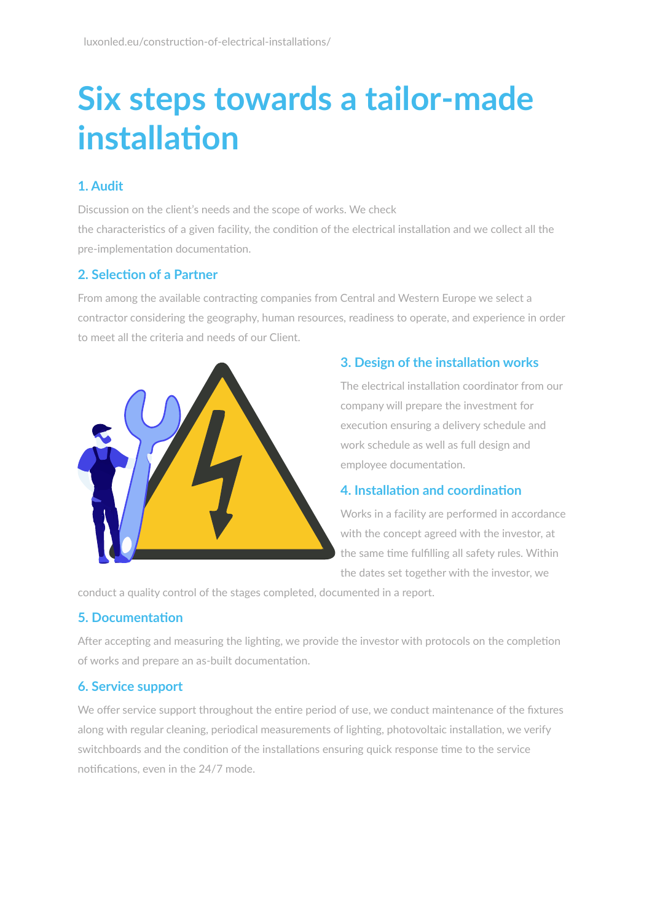luxonled.eu/construction-of-electrical-installations/

# Six steps towards a tailor-made installation

### 1. Audit

Discussion on the client's needs and the scope of works. We check the characteristics of a given facility, the condition of the electrical installation and we collect all the pre-implementation documentation.

### 2. Selection of a Partner

From among the available contracting companies from Central and Western Europe we select a contractor considering the geography, human resources, readiness to operate, and experience in order to meet all the criteria and needs of our Client.

### 3. Design of the installation works

The electrical installation coordinator from our company will prepare the investment for execution ensuring a delivery schedule and work schedule as well as full design and employee documentation.

### 4. Installation and coordination

Works in a facility are performed in accordance with the concept agreed with the investor, at the same time fulfilling all safety rules. Within the dates set together with the investor, we conduct a quality control of the stages completed, documented in a report.

### 5. Documentation

After accepting and measuring the lighting, we provide the investor with protocols on the completion of works and prepare an as-built documentation.

### 6. Service support

We offer service support throughout the entire period of use, we conduct maintenance of the fixtures along with regular cleaning, periodical measurements of lighting, photovoltaic installation, we verify switchboards and the condition of the installations ensuring quick response time to the service notifications, even in the 24/7 mode.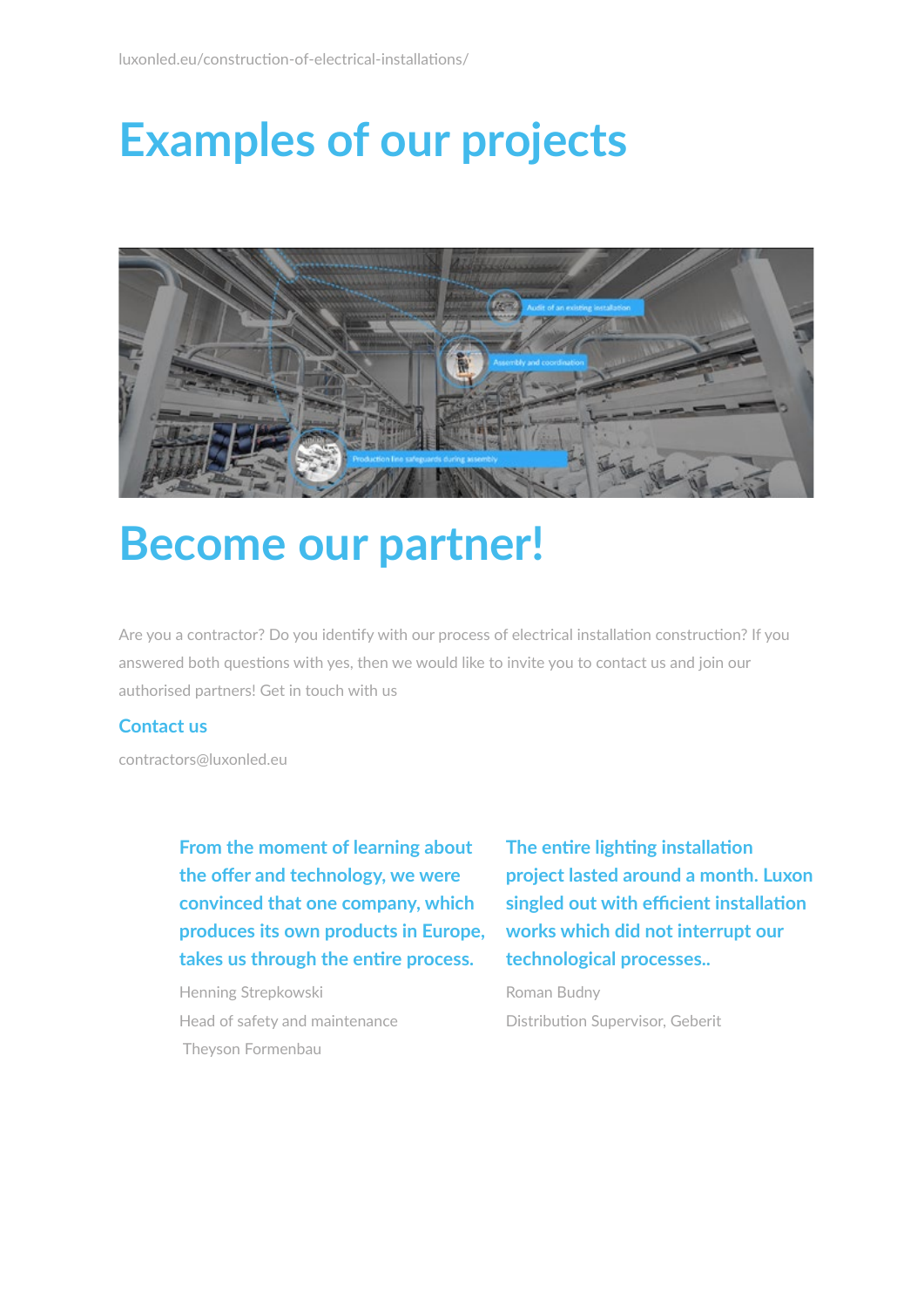# Examples of our projects

# Become our partner!

Are you a contractor? Do you identify with our process of electrical installation construction? If you answered both questions with yes, then we would like to invite you to contact us and join our authorised partners! Get in touch with us

### Contact us

contractors@luxonled.eu

**From the moment of learning about the offer and technology, we were convinced that one company, which produces its own products in Europe, takes us through the entire process.**

Henning Strepkowski

Head of safety and maintenance

Theyson Formenbau

**The entire lighting installation project lasted around a month. Luxon singled out with efficient installation works which did not interrupt our technological processes..**

Roman Budny

Distribution Supervisor, Geberit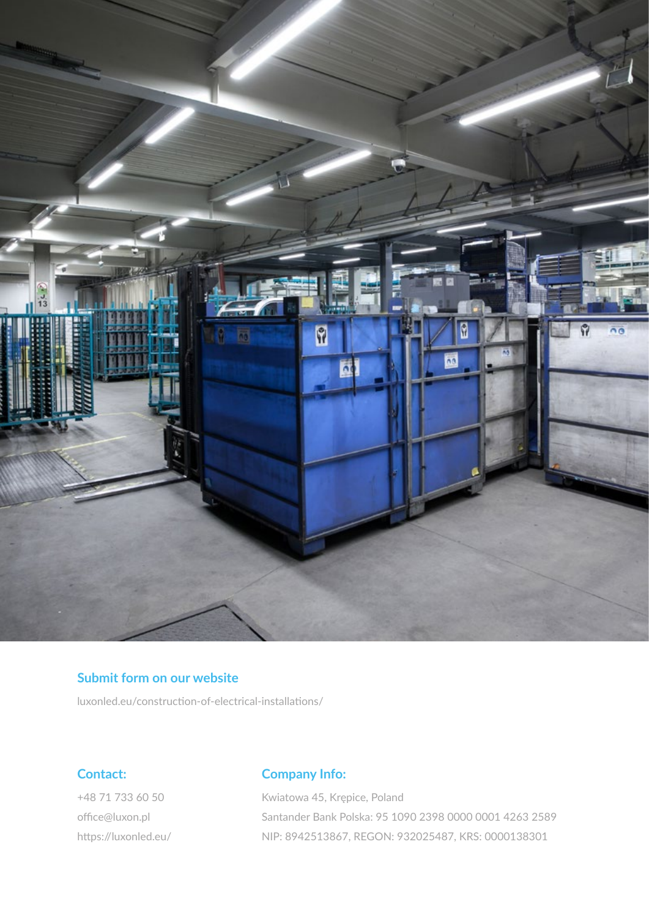## Submit form on our website

luxonled.eu/construction-of-electrical-installations/

## Contact:

+48 71 733 60 50

office@luxon.pl

https://luxonled.eu/

## Company Info:

Kwiatowa 45, Krępice, Poland

Santander Bank Polska: 95 1090 2398 0000 0001 4263 2589

NIP: 8942513867, REGON: 932025487, KRS: 0000138301